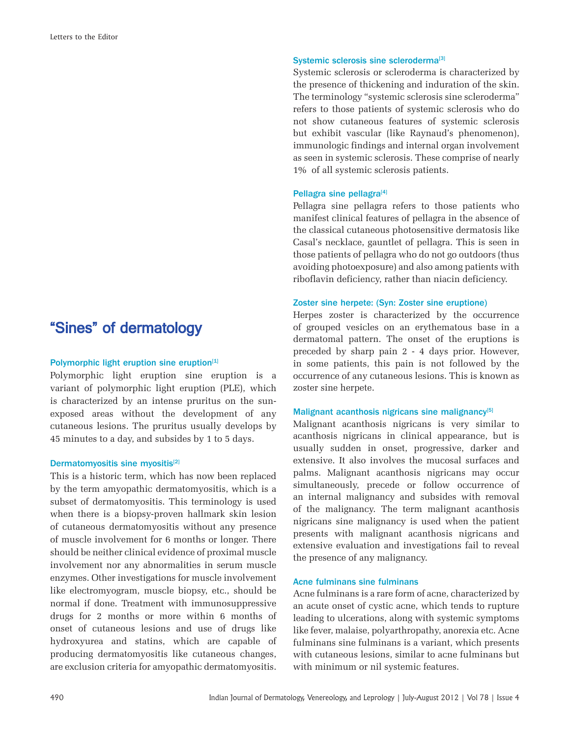# "Sines" of dermatology

### Polymorphic light eruption sine eruption[1]

Polymorphic light eruption sine eruption is a variant of polymorphic light eruption (PLE), which is characterized by an intense pruritus on the sun-exposed areas without the development of any cutaneous lesions. The pruritus usually develops by 45 minutes to a day, and subsides by 1 to 5 days.

### Dermatomyositis sine myositis[2]

This is a historic term, which has now been replaced by the term amyopathic dermatomyositis, which is a subset of dermatomyositis. This terminology is used when there is a biopsy-proven hallmark skin lesion of cutaneous dermatomyositis without any presence of muscle involvement for 6 months or longer. There should be neither clinical evidence of proximal muscle involvement nor any abnormalities in serum muscle enzymes. Other investigations for muscle involvement like electromyogram, muscle biopsy, etc., should be normal if done. Treatment with immunosuppressive drugs for 2 months or more within 6 months of onset of cutaneous lesions and use of drugs like hydroxyurea and statins, which are capable of producing dermatomyositis like cutaneous changes, are exclusion criteria for amyopathic dermatomyositis.

### Systemic sclerosis sine scleroderma[3]

Systemic sclerosis or scleroderma is characterized by the presence of thickening and induration of the skin. The terminology "systemic sclerosis sine scleroderma" refers to those patients of systemic sclerosis who do not show cutaneous features of systemic sclerosis but exhibit vascular (like Raynaud's phenomenon), immunologic findings and internal organ involvement as seen in systemic sclerosis. These comprise of nearly 1% of all systemic sclerosis patients.

### Pellagra sine pellagra[4]

Pellagra sine pellagra refers to those patients who manifest clinical features of pellagra in the absence of the classical cutaneous photosensitive dermatosis like Casal's necklace, gauntlet of pellagra. This is seen in those patients of pellagra who do not go outdoors (thus avoiding photoexposure) and also among patients with riboflavin deficiency, rather than niacin deficiency.

### Zoster sine herpete: (Syn: Zoster sine eruptione)

Herpes zoster is characterized by the occurrence of grouped vesicles on an erythematous base in a dermatomal pattern. The onset of the eruptions is preceded by sharp pain 2 - 4 days prior. However, in some patients, this pain is not followed by the occurrence of any cutaneous lesions. This is known as zoster sine herpete.

### Malignant acanthosis nigricans sine malignancy[5]

Malignant acanthosis nigricans is very similar to acanthosis nigricans in clinical appearance, but is usually sudden in onset, progressive, darker and extensive. It also involves the mucosal surfaces and palms. Malignant acanthosis nigricans may occur simultaneously, precede or follow occurrence of an internal malignancy and subsides with removal of the malignancy. The term malignant acanthosis nigricans sine malignancy is used when the patient presents with malignant acanthosis nigricans and extensive evaluation and investigations fail to reveal the presence of any malignancy.

### Acne fulminans sine fulminans

Acne fulminans is a rare form of acne, characterized by an acute onset of cystic acne, which tends to rupture leading to ulcerations, along with systemic symptoms like fever, malaise, polyarthropathy, anorexia etc. Acne fulminans sine fulminans is a variant, which presents with cutaneous lesions, similar to acne fulminans but with minimum or nil systemic features.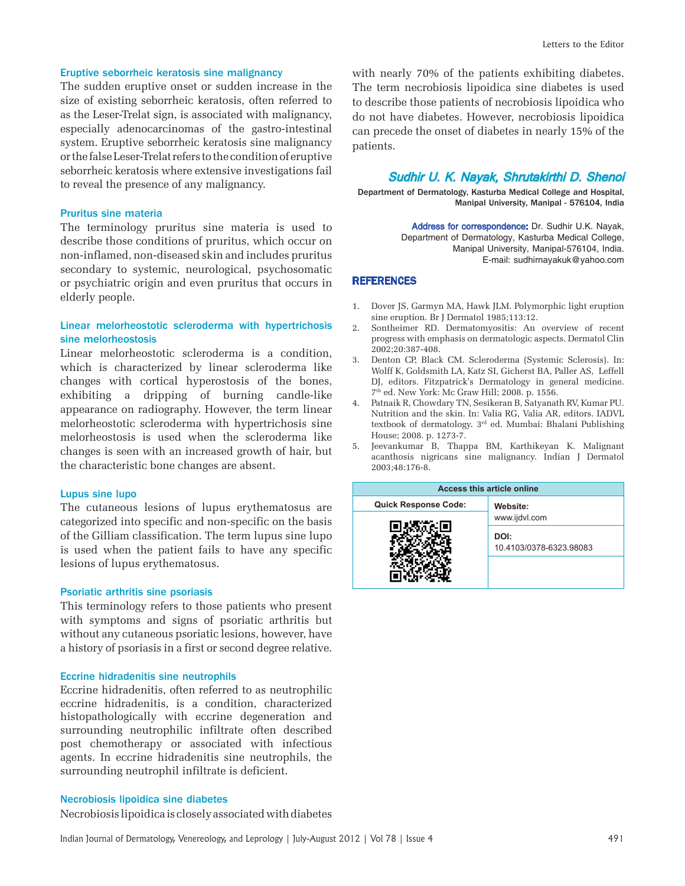### Eruptive seborrheic keratosis sine malignancy

The sudden eruptive onset or sudden increase in the size of existing seborrheic keratosis, often referred to as the Leser-Trelat sign, is associated with malignancy, especially adenocarcinomas of the gastro-intestinal system. Eruptive seborrheic keratosis sine malignancy or the false Leser-Trelat refers to the condition of eruptive seborrheic keratosis where extensive investigations fail to reveal the presence of any malignancy.

### Pruritus sine materia

The terminology pruritus sine materia is used to describe those conditions of pruritus, which occur on non-inflamed, non-diseased skin and includes pruritus secondary to systemic, neurological, psychosomatic or psychiatric origin and even pruritus that occurs in elderly people.

### Linear melorheostotic scleroderma with hypertrichosis sine melorheostosis

Linear melorheostotic scleroderma is a condition, which is characterized by linear scleroderma like changes with cortical hyperostosis of the bones, exhibiting a dripping of burning candle-like appearance on radiography. However, the term linear melorheostotic scleroderma with hypertrichosis sine melorheostosis is used when the scleroderma like changes is seen with an increased growth of hair, but the characteristic bone changes are absent.

### Lupus sine lupo

The cutaneous lesions of lupus erythematosus are categorized into specific and non-specific on the basis of the Gilliam classification. The term lupus sine lupo is used when the patient fails to have any specific lesions of lupus erythematosus.

### Psoriatic arthritis sine psoriasis

This terminology refers to those patients who present with symptoms and signs of psoriatic arthritis but without any cutaneous psoriatic lesions, however, have a history of psoriasis in a first or second degree relative.

### Eccrine hidradenitis sine neutrophils

Eccrine hidradenitis, often referred to as neutrophilic eccrine hidradenitis, is a condition, characterized histopathologically with eccrine degeneration and surrounding neutrophilic infiltrate often described post chemotherapy or associated with infectious agents. In eccrine hidradenitis sine neutrophils, the surrounding neutrophil infiltrate is deficient.

### Necrobiosis lipoidica sine diabetes

Necrobiosis lipoidica is closely associated with diabetes with nearly 70% of the patients exhibiting diabetes. The term necrobiosis lipoidica sine diabetes is used to describe those patients of necrobiosis lipoidica who do not have diabetes. However, necrobiosis lipoidica can precede the onset of diabetes in nearly 15% of the patients.

**Sudhir U. K. Nayak, Shrutakirthi D. Shenoi**

Department of Dermatology, Kasturba Medical College and Hospital, Manipal University, Manipal - 576104, India

**Address for correspondence:** Dr. Sudhir U.K. Nayak, Department of Dermatology, Kasturba Medical College, Manipal University, Manipal-576104, India. E-mail: sudhirnayakuk@yahoo.com

## REFERENCES

1. Dover JS, Garmyn MA, Hawk JLM. Polymorphic light eruption sine eruption. Br J Dermatol 1985;113:12.
2. Sontheimer RD. Dermatomyositis: An overview of recent progress with emphasis on dermatologic aspects. Dermatol Clin 2002;20:387-408.
3. Denton CP, Black CM. Scleroderma (Systemic Sclerosis). In: Wolff K, Goldsmith LA, Katz SI, Gicherst BA, Paller AS, Leffell DJ, editors. Fitzpatrick's Dermatology in general medicine. 7th ed. New York: Mc Graw Hill; 2008. p. 1556.
4. Patnaik R, Chowdary TN, Sesikeran B, Satyanath RV, Kumar PU. Nutrition and the skin. In: Valia RG, Valia AR, editors. IADVL textbook of dermatology. 3rd ed. Mumbai: Bhalani Publishing House; 2008. p. 1273-7.
5. Jeevankumar B, Thappa BM, Karthikeyan K. Malignant acanthosis nigricans sine malignancy. Indian J Dermatol 2003;48:176-8.

| Access this article online | |
|---|---|
| Quick Response Code: | Website: www.ijdvl.com |
| | DOI: 10.4103/0378-6323.98083 |